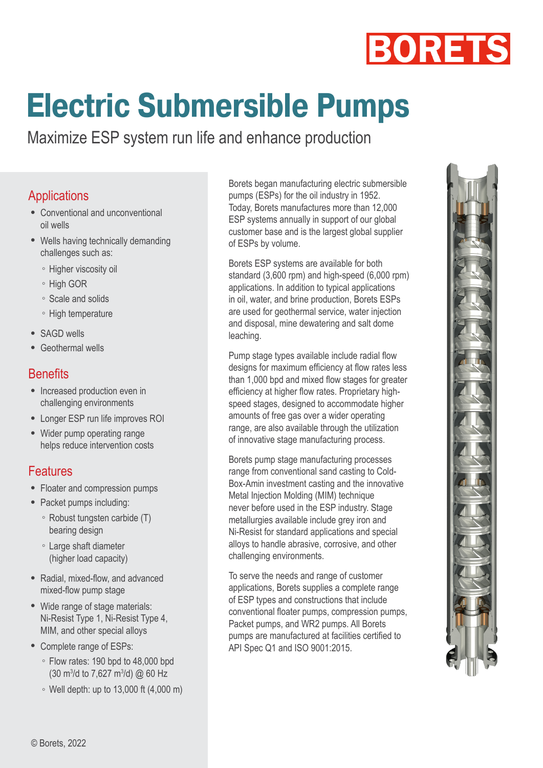BORETS

# Electric Submersible Pumps

Maximize ESP system run life and enhance production

## Applications

- Conventional and unconventional oil wells
- Wells having technically demanding challenges such as:
  - Higher viscosity oil
  - High GOR
  - Scale and solids
  - High temperature
- SAGD wells
- Geothermal wells

## Benefits

- Increased production even in challenging environments
- Longer ESP run life improves ROI
- Wider pump operating range helps reduce intervention costs

## Features

- Floater and compression pumps
- Packet pumps including:
  - Robust tungsten carbide (T) bearing design
  - Large shaft diameter (higher load capacity)
- Radial, mixed-flow, and advanced mixed-flow pump stage
- Wide range of stage materials: Ni-Resist Type 1, Ni-Resist Type 4, MIM, and other special alloys
- Complete range of ESPs:
  - Flow rates: 190 bpd to 48,000 bpd (30 $m^3/d$ to 7,627 $m^3/d$) @ 60 Hz
  - Well depth: up to 13,000 ft (4,000 m)

Borets began manufacturing electric submersible pumps (ESPs) for the oil industry in 1952. Today, Borets manufactures more than 12,000 ESP systems annually in support of our global customer base and is the largest global supplier of ESPs by volume.

Borets ESP systems are available for both standard (3,600 rpm) and high-speed (6,000 rpm) applications. In addition to typical applications in oil, water, and brine production, Borets ESPs are used for geothermal service, water injection and disposal, mine dewatering and salt dome leaching.

Pump stage types available include radial flow designs for maximum efficiency at flow rates less than 1,000 bpd and mixed flow stages for greater efficiency at higher flow rates. Proprietary high-speed stages, designed to accommodate higher amounts of free gas over a wider operating range, are also available through the utilization of innovative stage manufacturing process.

Borets pump stage manufacturing processes range from conventional sand casting to Cold-Box-Amin investment casting and the innovative Metal Injection Molding (MIM) technique never before used in the ESP industry. Stage metallurgies available include grey iron and Ni-Resist for standard applications and special alloys to handle abrasive, corrosive, and other challenging environments.

To serve the needs and range of customer applications, Borets supplies a complete range of ESP types and constructions that include conventional floater pumps, compression pumps, Packet pumps, and WR2 pumps. All Borets pumps are manufactured at facilities certified to API Spec Q1 and ISO 9001:2015.

© Borets, 2022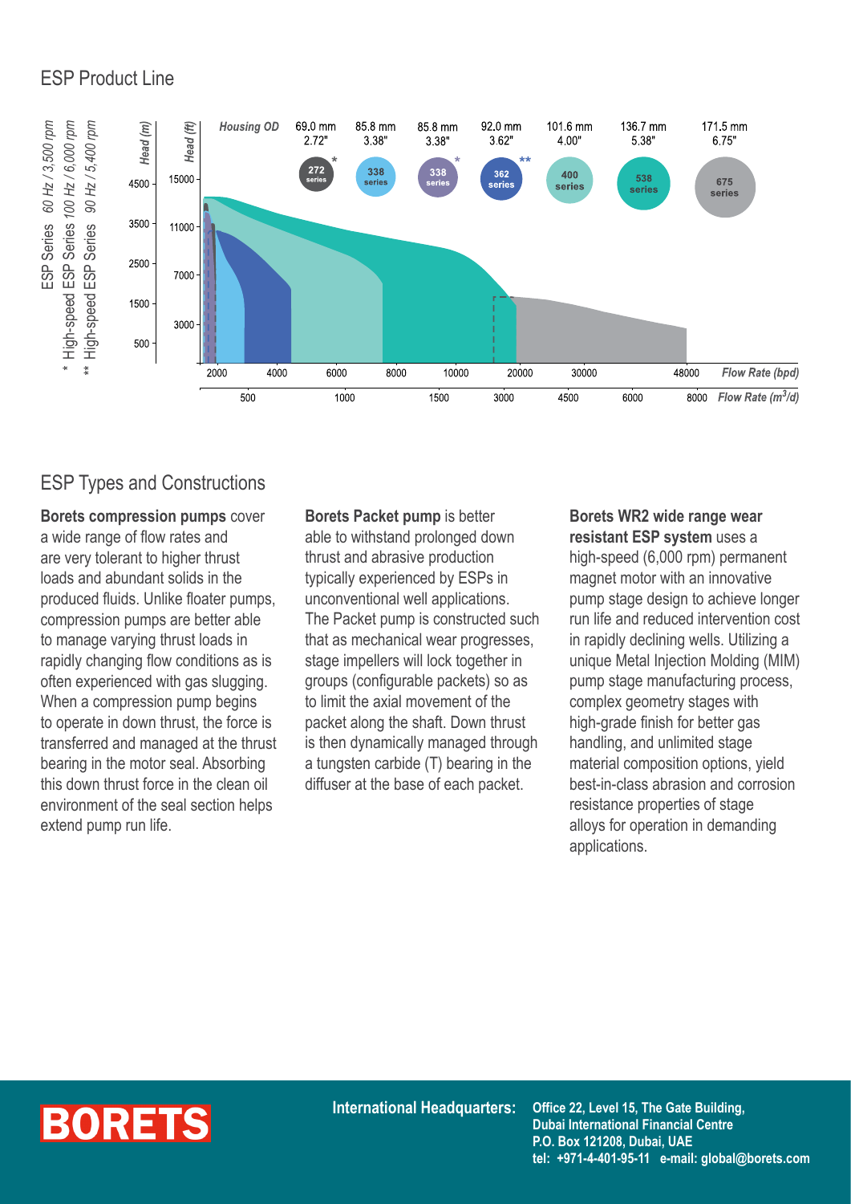## ESP Product Line

ESP Series 60 Hz / 3,500 rpm
\* High-speed ESP Series 100 Hz / 6,000 rpm
\*\* High-speed ESP Series 90 Hz / 5,400 rpm

Head (m)
Head (ft)
Housing OD

69.0 mm 2.72" — 272 series *
85.8 mm 3.38" — 338 series
85.8 mm 3.38" — 338 series *
92.0 mm 3.62" — 362 series **
101.6 mm 4.00" — 400 series
136.7 mm 5.38" — 538 series
171.5 mm 6.75" — 675 series

4500 3500 2500 1500 500
15000 11000 7000 3000

2000 4000 6000 8000 10000 20000 30000 48000 Flow Rate (bpd)
500 1000 1500 3000 4500 6000 8000 Flow Rate ($m^3/d$)

## ESP Types and Constructions

**Borets compression pumps** cover a wide range of flow rates and are very tolerant to higher thrust loads and abundant solids in the produced fluids. Unlike floater pumps, compression pumps are better able to manage varying thrust loads in rapidly changing flow conditions as is often experienced with gas slugging. When a compression pump begins to operate in down thrust, the force is transferred and managed at the thrust bearing in the motor seal. Absorbing this down thrust force in the clean oil environment of the seal section helps extend pump run life.

**Borets Packet pump** is better able to withstand prolonged down thrust and abrasive production typically experienced by ESPs in unconventional well applications. The Packet pump is constructed such that as mechanical wear progresses, stage impellers will lock together in groups (configurable packets) so as to limit the axial movement of the packet along the shaft. Down thrust is then dynamically managed through a tungsten carbide (T) bearing in the diffuser at the base of each packet.

**Borets WR2 wide range wear resistant ESP system** uses a high-speed (6,000 rpm) permanent magnet motor with an innovative pump stage design to achieve longer run life and reduced intervention cost in rapidly declining wells. Utilizing a unique Metal Injection Molding (MIM) pump stage manufacturing process, complex geometry stages with high-grade finish for better gas handling, and unlimited stage material composition options, yield best-in-class abrasion and corrosion resistance properties of stage alloys for operation in demanding applications.

BORETS

**International Headquarters:** **Office 22, Level 15, The Gate Building, Dubai International Financial Centre P.O. Box 121208, Dubai, UAE tel: +971-4-401-95-11 e-mail: global@borets.com**